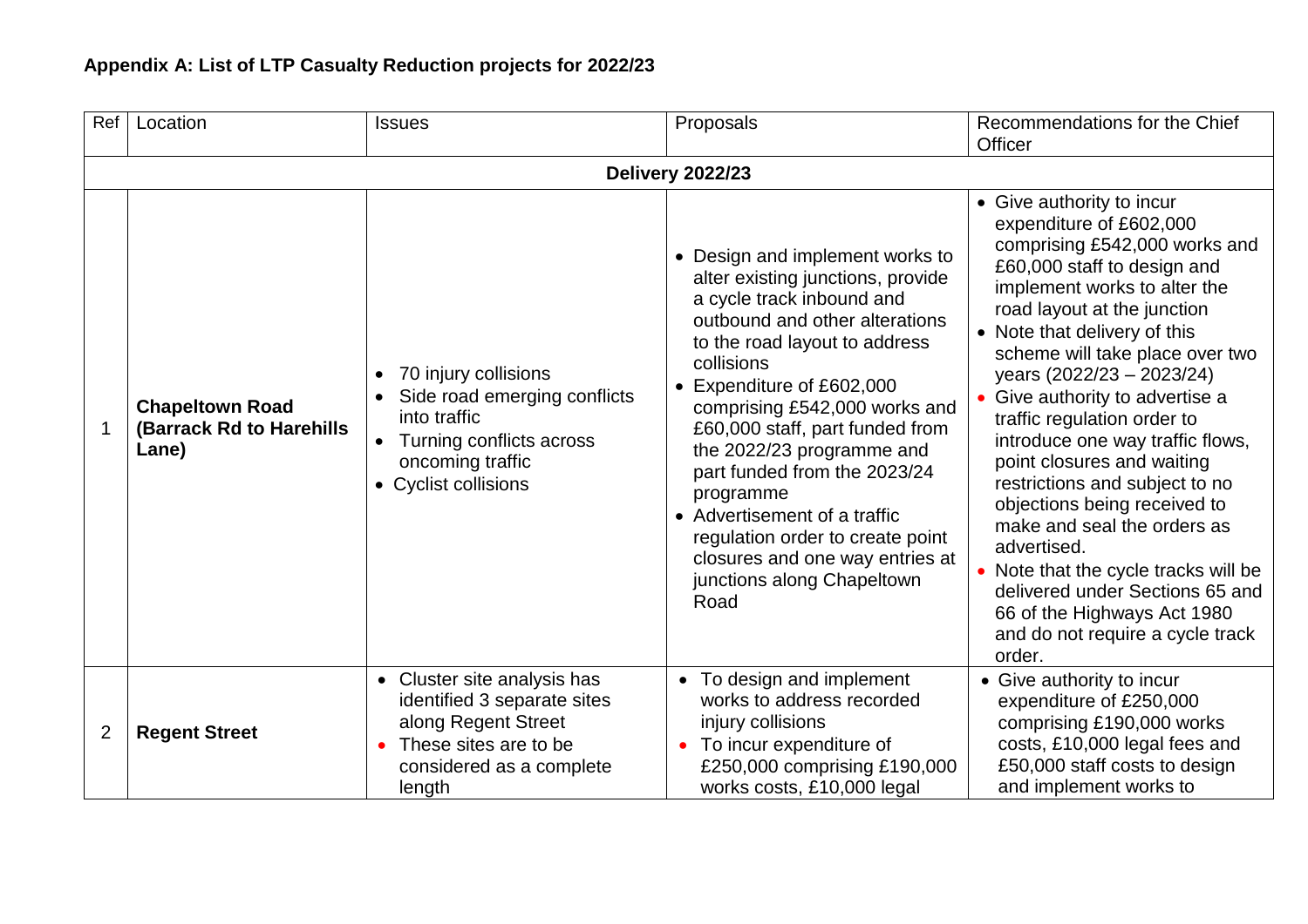## Appendix A: List of LTP Casualty Reduction projects for 2022/23

| Ref | Location | Issues | Proposals | Recommendations for the Chief Officer |
|---|---|---|---|---|
| **Delivery 2022/23** | | | | |
| 1 | **Chapeltown Road (Barrack Rd to Harehills Lane)** | • 70 injury collisions<br>• Side road emerging conflicts into traffic<br>• Turning conflicts across oncoming traffic<br>• Cyclist collisions | • Design and implement works to alter existing junctions, provide a cycle track inbound and outbound and other alterations to the road layout to address collisions<br>• Expenditure of £602,000 comprising £542,000 works and £60,000 staff, part funded from the 2022/23 programme and part funded from the 2023/24 programme<br>• Advertisement of a traffic regulation order to create point closures and one way entries at junctions along Chapeltown Road | • Give authority to incur expenditure of £602,000 comprising £542,000 works and £60,000 staff to design and implement works to alter the road layout at the junction<br>• Note that delivery of this scheme will take place over two years (2022/23 – 2023/24)<br>• Give authority to advertise a traffic regulation order to introduce one way traffic flows, point closures and waiting restrictions and subject to no objections being received to make and seal the orders as advertised.<br>• Note that the cycle tracks will be delivered under Sections 65 and 66 of the Highways Act 1980 and do not require a cycle track order. |
| 2 | **Regent Street** | • Cluster site analysis has identified 3 separate sites along Regent Street<br>• These sites are to be considered as a complete length | • To design and implement works to address recorded injury collisions<br>• To incur expenditure of £250,000 comprising £190,000 works costs, £10,000 legal | • Give authority to incur expenditure of £250,000 comprising £190,000 works costs, £10,000 legal fees and £50,000 staff costs to design and implement works to |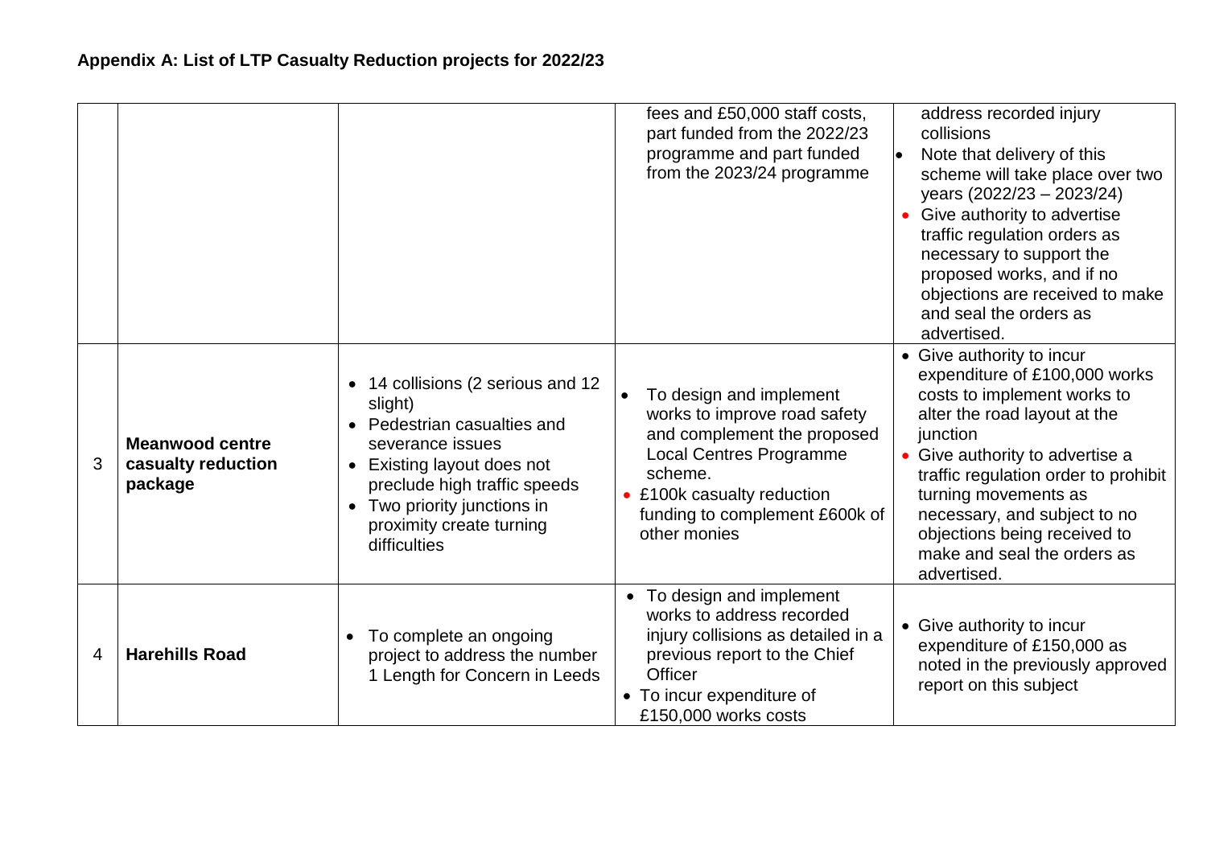## Appendix A: List of LTP Casualty Reduction projects for 2022/23

| | | | | |
|---|---|---|---|---|
| | | | fees and £50,000 staff costs, part funded from the 2022/23 programme and part funded from the 2023/24 programme | address recorded injury collisions<br>• Note that delivery of this scheme will take place over two years (2022/23 – 2023/24)<br>• Give authority to advertise traffic regulation orders as necessary to support the proposed works, and if no objections are received to make and seal the orders as advertised. |
| 3 | **Meanwood centre casualty reduction package** | • 14 collisions (2 serious and 12 slight)<br>• Pedestrian casualties and severance issues<br>• Existing layout does not preclude high traffic speeds<br>• Two priority junctions in proximity create turning difficulties | • To design and implement works to improve road safety and complement the proposed Local Centres Programme scheme.<br>• £100k casualty reduction funding to complement £600k of other monies | • Give authority to incur expenditure of £100,000 works costs to implement works to alter the road layout at the junction<br>• Give authority to advertise a traffic regulation order to prohibit turning movements as necessary, and subject to no objections being received to make and seal the orders as advertised. |
| 4 | **Harehills Road** | • To complete an ongoing project to address the number 1 Length for Concern in Leeds | • To design and implement works to address recorded injury collisions as detailed in a previous report to the Chief Officer<br>• To incur expenditure of £150,000 works costs | • Give authority to incur expenditure of £150,000 as noted in the previously approved report on this subject |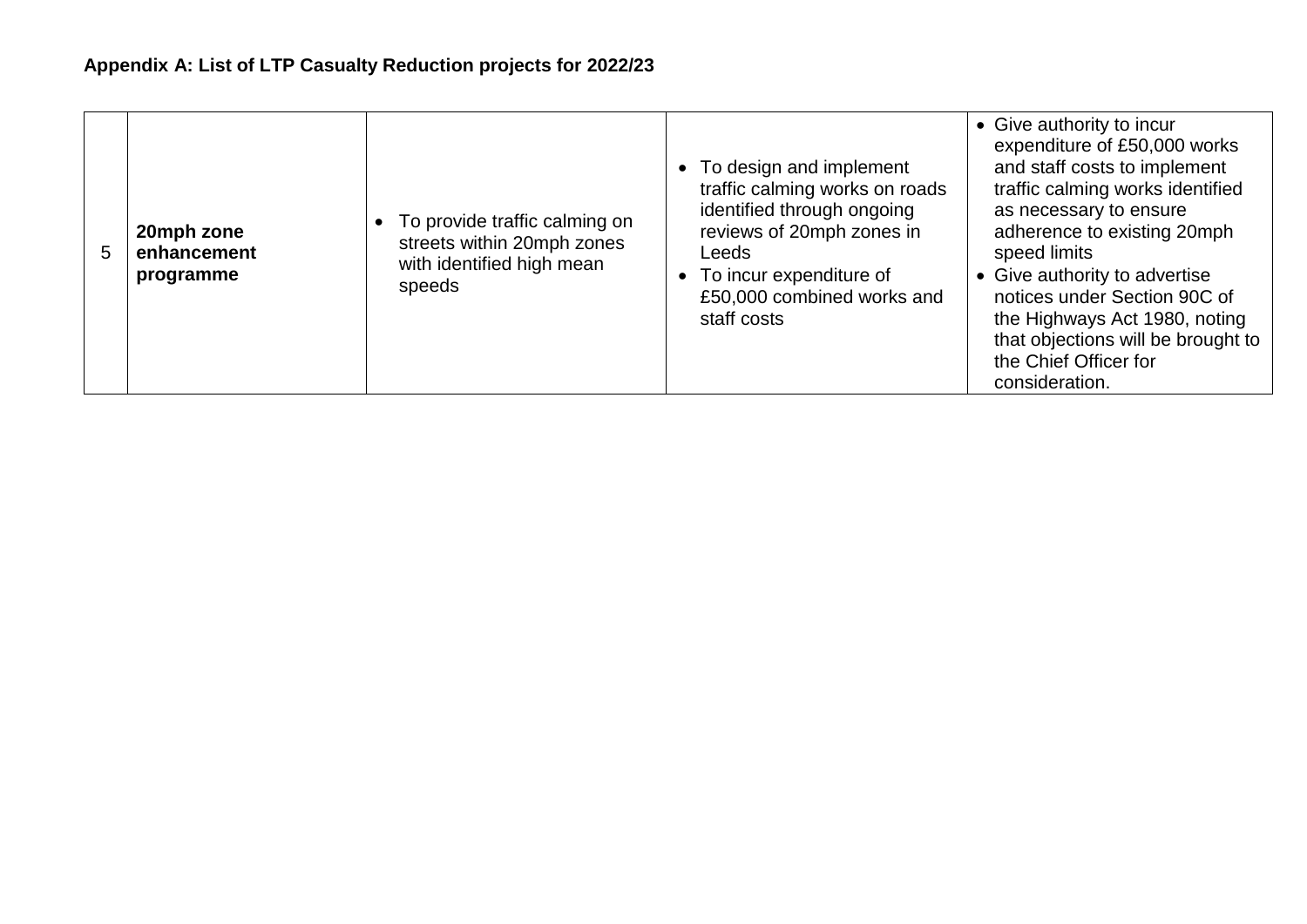**Appendix A: List of LTP Casualty Reduction projects for 2022/23**

| | | | | |
|---|---|---|---|---|
| 5 | **20mph zone enhancement programme** | • To provide traffic calming on streets within 20mph zones with identified high mean speeds | • To design and implement traffic calming works on roads identified through ongoing reviews of 20mph zones in Leeds<br>• To incur expenditure of £50,000 combined works and staff costs | • Give authority to incur expenditure of £50,000 works and staff costs to implement traffic calming works identified as necessary to ensure adherence to existing 20mph speed limits<br>• Give authority to advertise notices under Section 90C of the Highways Act 1980, noting that objections will be brought to the Chief Officer for consideration. |